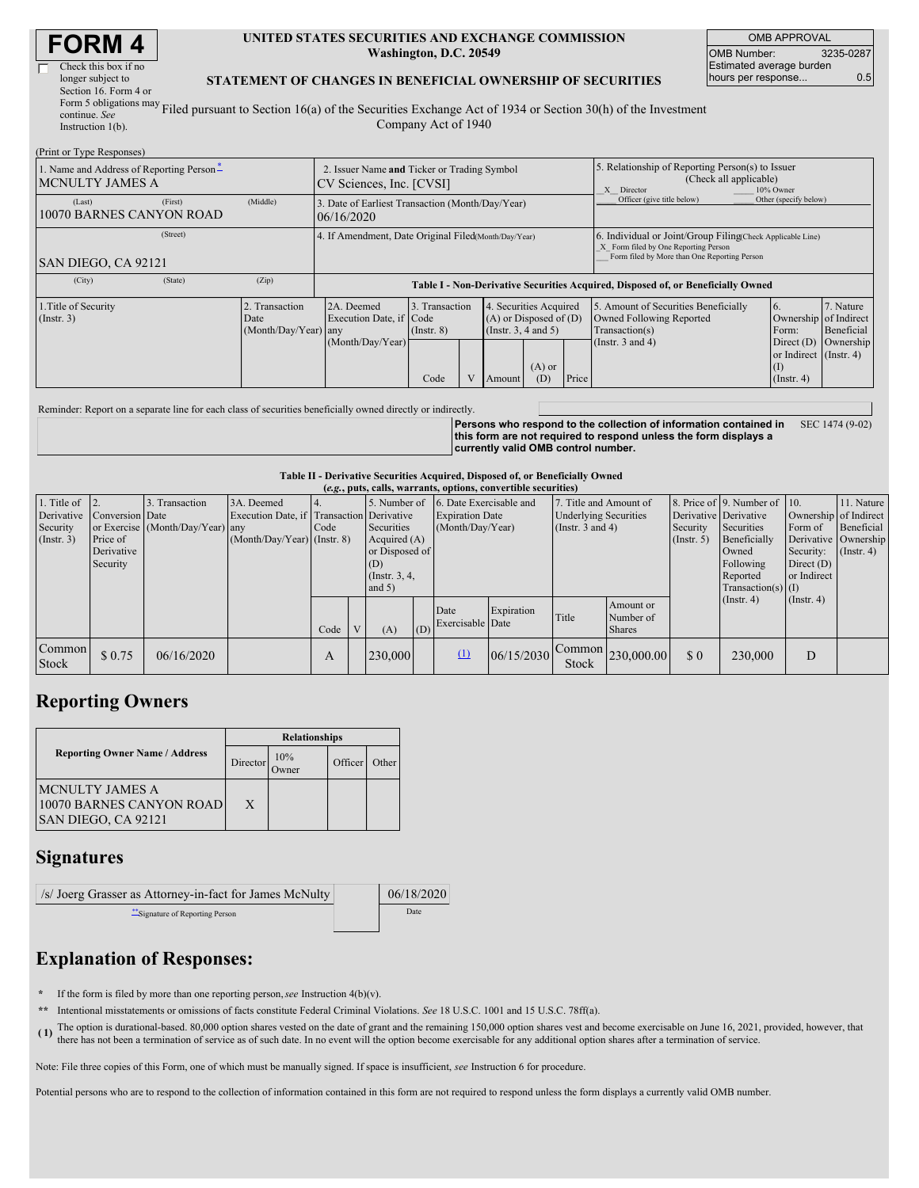# FORM 4

☐ Check this box if no longer subject to Section 16. Form 4 or Form 5 obligations may continue. *See* Instruction 1(b).

**UNITED STATES SECURITIES AND EXCHANGE COMMISSION**
**Washington, D.C. 20549**

**STATEMENT OF CHANGES IN BENEFICIAL OWNERSHIP OF SECURITIES**

Filed pursuant to Section 16(a) of the Securities Exchange Act of 1934 or Section 30(h) of the Investment Company Act of 1940

| OMB APPROVAL | |
|---|---|
| OMB Number: | 3235-0287 |
| Estimated average burden hours per response... | 0.5 |

(Print or Type Responses)

| 1. Name and Address of Reporting Person * | 2. Issuer Name **and** Ticker or Trading Symbol | 5. Relationship of Reporting Person(s) to Issuer (Check all applicable) |
|---|---|---|
| MCNULTY JAMES A | CV Sciences, Inc. [CVSI] | _X_ Director ___ 10% Owner ___ Officer (give title below) ___ Other (specify below) |
| (Last) (First) (Middle) 10070 BARNES CANYON ROAD | 3. Date of Earliest Transaction (Month/Day/Year) 06/16/2020 | |
| (Street) SAN DIEGO, CA 92121 | 4. If Amendment, Date Original Filed (Month/Day/Year) | 6. Individual or Joint/Group Filing (Check Applicable Line) _X_ Form filed by One Reporting Person ___ Form filed by More than One Reporting Person |
| (City) (State) (Zip) | | |

**Table I - Non-Derivative Securities Acquired, Disposed of, or Beneficially Owned**

| 1.Title of Security (Instr. 3) | 2. Transaction Date (Month/Day/Year) | 2A. Deemed Execution Date, if any (Month/Day/Year) | 3. Transaction Code (Instr. 8) | | 4. Securities Acquired (A) or Disposed of (D) (Instr. 3, 4 and 5) | | | 5. Amount of Securities Beneficially Owned Following Reported Transaction(s) (Instr. 3 and 4) | 6. Ownership Form: Direct (D) or Indirect (I) (Instr. 4) | 7. Nature of Indirect Beneficial Ownership (Instr. 4) |
|---|---|---|---|---|---|---|---|---|---|---|
| | | | Code | V | Amount | (A) or (D) | Price | | | |

Reminder: Report on a separate line for each class of securities beneficially owned directly or indirectly.

**Persons who respond to the collection of information contained in this form are not required to respond unless the form displays a currently valid OMB control number.** SEC 1474 (9-02)

**Table II - Derivative Securities Acquired, Disposed of, or Beneficially Owned**
**(*e.g.*, puts, calls, warrants, options, convertible securities)**

| 1. Title of Derivative Security (Instr. 3) | 2. Conversion or Exercise Price of Derivative Security | 3. Transaction Date (Month/Day/Year) | 3A. Deemed Execution Date, if any (Month/Day/Year) | 4. Transaction Code (Instr. 8) | | 5. Number of Derivative Securities Acquired (A) or Disposed of (D) (Instr. 3, 4, and 5) | | 6. Date Exercisable and Expiration Date (Month/Day/Year) | | 7. Title and Amount of Underlying Securities (Instr. 3 and 4) | | 8. Price of Derivative Security (Instr. 5) | 9. Number of Derivative Securities Beneficially Owned Following Reported Transaction(s) (Instr. 4) | 10. Ownership Form of Derivative Security: Direct (D) or Indirect (I) (Instr. 4) | 11. Nature of Indirect Beneficial Ownership (Instr. 4) |
|---|---|---|---|---|---|---|---|---|---|---|---|---|---|---|---|
| | | | | Code | V | (A) | (D) | Date Exercisable | Expiration Date | Title | Amount or Number of Shares | | | | |
| Common Stock | $ 0.75 | 06/16/2020 | | A | | 230,000 | | (1) | 06/15/2030 | Common Stock | 230,000.00 | $ 0 | 230,000 | D | |

## Reporting Owners

| Reporting Owner Name / Address | Relationships | | | |
|---|---|---|---|---|
| | Director | 10% Owner | Officer | Other |
| MCNULTY JAMES A 10070 BARNES CANYON ROAD SAN DIEGO, CA 92121 | X | | | |

## Signatures

| /s/ Joerg Grasser as Attorney-in-fact for James McNulty | | 06/18/2020 |
|---|---|---|
| **Signature of Reporting Person | | Date |

## Explanation of Responses:

\* If the form is filed by more than one reporting person, *see* Instruction 4(b)(v).

** Intentional misstatements or omissions of facts constitute Federal Criminal Violations. *See* 18 U.S.C. 1001 and 15 U.S.C. 78ff(a).

(1) The option is durational-based. 80,000 option shares vested on the date of grant and the remaining 150,000 option shares vest and become exercisable on June 16, 2021, provided, however, that there has not been a termination of service as of such date. In no event will the option become exercisable for any additional option shares after a termination of service.

Note: File three copies of this Form, one of which must be manually signed. If space is insufficient, *see* Instruction 6 for procedure.

Potential persons who are to respond to the collection of information contained in this form are not required to respond unless the form displays a currently valid OMB number.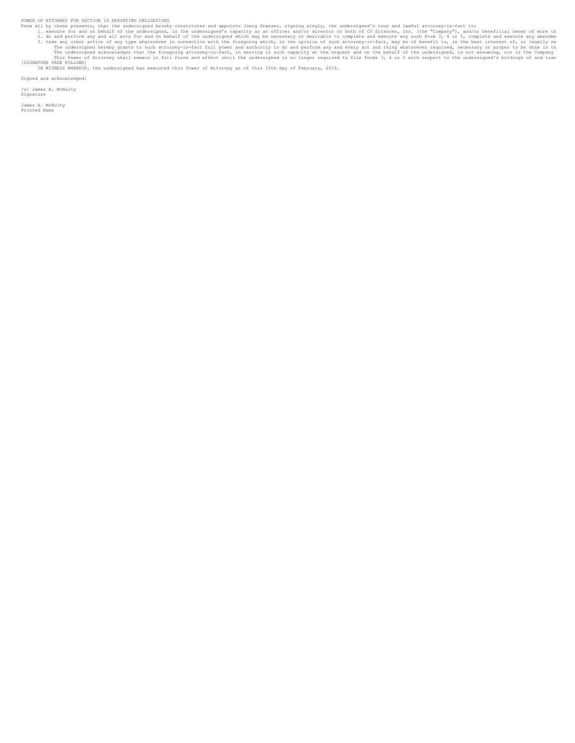POWER OF ATTORNEY FOR SECTION 16 REPORTING OBLIGATIONS

Know all by these presents, that the undersigned hereby constitutes and appoints Joerg Grasser, signing singly, the undersigned's true and lawful attorney-in-fact to:

1. execute for and on behalf of the undersigned, in the undersigned's capacity as an officer and/or director or both of CV Sciences, Inc. (the "Company"), and/or beneficial owner of more th
2. do and perform any and all acts for and on behalf of the undersigned which may be necessary or desirable to complete and execute any such Form 3, 4 or 5, complete and execute any amendme
3. take any other action of any type whatsoever in connection with the foregoing which, in the opinion of such attorney-in-fact, may be of benefit to, in the best interest of, or legally re

The undersigned hereby grants to such attorney-in-fact full power and authority to do and perform any and every act and thing whatsoever required, necessary or proper to be done in th

The undersigned acknowledges that the foregoing attorney-in-fact, in serving in such capacity at the request and on the behalf of the undersigned, is not assuming, nor is the Company

This Power of Attorney shall remain in full force and effect until the undersigned is no longer required to file Forms 3, 4 or 5 with respect to the undersigned's holdings of and tran

[SIGNATURE PAGE FOLLOWS]

IN WITNESS WHEREOF, the undersigned has executed this Power of Attorney as of this 15th day of February, 2019.

Signed and acknowledged:

/s/ James A. McNulty
Signature

James A. McNulty
Printed Name